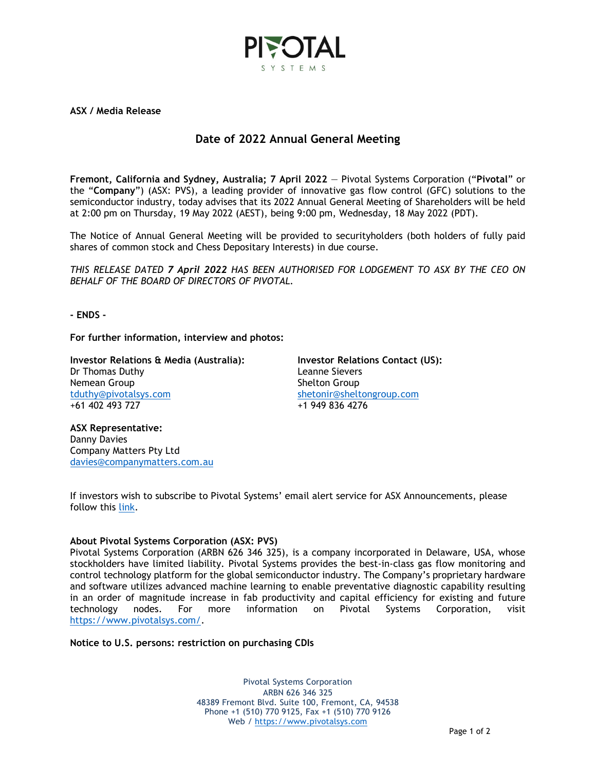**ASX / Media Release**

## Date of 2022 Annual General Meeting

**Fremont, California and Sydney, Australia; 7 April 2022** — Pivotal Systems Corporation ("**Pivotal**" or the "**Company**") (ASX: PVS), a leading provider of innovative gas flow control (GFC) solutions to the semiconductor industry, today advises that its 2022 Annual General Meeting of Shareholders will be held at 2:00 pm on Thursday, 19 May 2022 (AEST), being 9:00 pm, Wednesday, 18 May 2022 (PDT).

The Notice of Annual General Meeting will be provided to securityholders (both holders of fully paid shares of common stock and Chess Depositary Interests) in due course.

*THIS RELEASE DATED **7 April 2022** HAS BEEN AUTHORISED FOR LODGEMENT TO ASX BY THE CEO ON BEHALF OF THE BOARD OF DIRECTORS OF PIVOTAL.*

**- ENDS -**

**For further information, interview and photos:**

**Investor Relations & Media (Australia):**
Dr Thomas Duthy
Nemean Group
tduthy@pivotalsys.com
+61 402 493 727

**Investor Relations Contact (US):**
Leanne Sievers
Shelton Group
shetonir@sheltongroup.com
+1 949 836 4276

**ASX Representative:**
Danny Davies
Company Matters Pty Ltd
davies@companymatters.com.au

If investors wish to subscribe to Pivotal Systems' email alert service for ASX Announcements, please follow this link.

**About Pivotal Systems Corporation (ASX: PVS)**
Pivotal Systems Corporation (ARBN 626 346 325), is a company incorporated in Delaware, USA, whose stockholders have limited liability. Pivotal Systems provides the best-in-class gas flow monitoring and control technology platform for the global semiconductor industry. The Company's proprietary hardware and software utilizes advanced machine learning to enable preventative diagnostic capability resulting in an order of magnitude increase in fab productivity and capital efficiency for existing and future technology nodes. For more information on Pivotal Systems Corporation, visit https://www.pivotalsys.com/.

**Notice to U.S. persons: restriction on purchasing CDIs**

Pivotal Systems Corporation
ARBN 626 346 325
48389 Fremont Blvd. Suite 100, Fremont, CA, 94538
Phone +1 (510) 770 9125, Fax +1 (510) 770 9126
Web / https://www.pivotalsys.com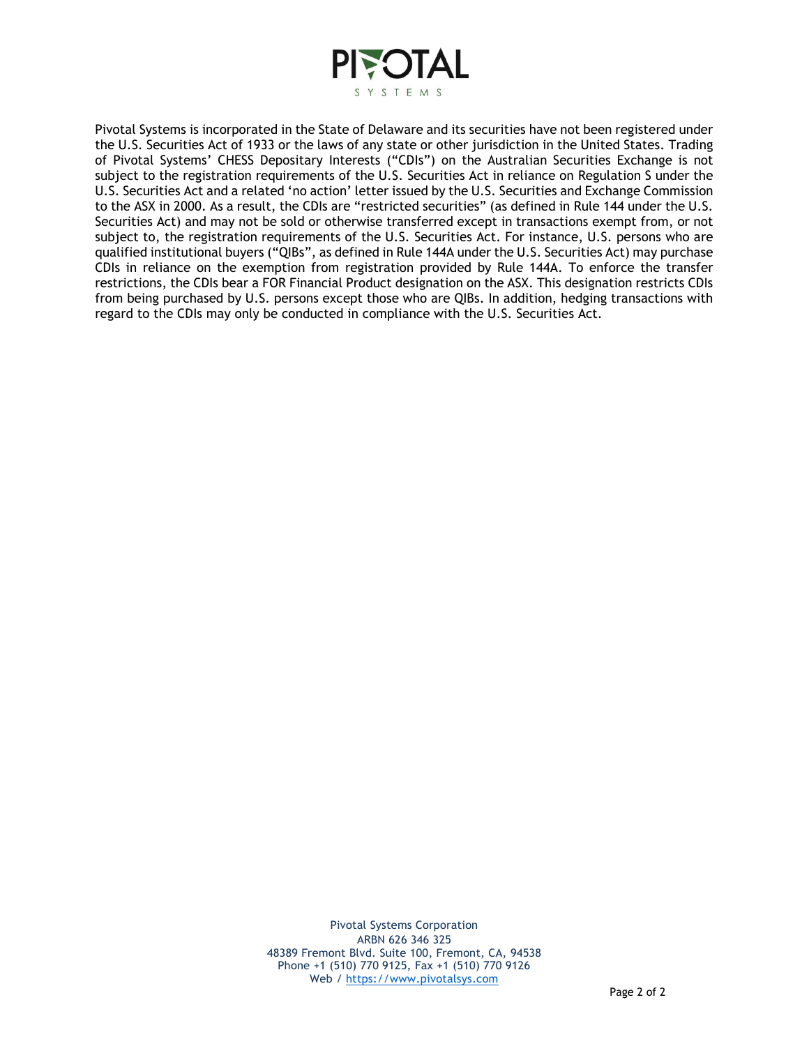Pivotal Systems is incorporated in the State of Delaware and its securities have not been registered under the U.S. Securities Act of 1933 or the laws of any state or other jurisdiction in the United States. Trading of Pivotal Systems' CHESS Depositary Interests ("CDIs") on the Australian Securities Exchange is not subject to the registration requirements of the U.S. Securities Act in reliance on Regulation S under the U.S. Securities Act and a related 'no action' letter issued by the U.S. Securities and Exchange Commission to the ASX in 2000. As a result, the CDIs are "restricted securities" (as defined in Rule 144 under the U.S. Securities Act) and may not be sold or otherwise transferred except in transactions exempt from, or not subject to, the registration requirements of the U.S. Securities Act. For instance, U.S. persons who are qualified institutional buyers ("QIBs", as defined in Rule 144A under the U.S. Securities Act) may purchase CDIs in reliance on the exemption from registration provided by Rule 144A. To enforce the transfer restrictions, the CDIs bear a FOR Financial Product designation on the ASX. This designation restricts CDIs from being purchased by U.S. persons except those who are QIBs. In addition, hedging transactions with regard to the CDIs may only be conducted in compliance with the U.S. Securities Act.

Pivotal Systems Corporation
ARBN 626 346 325
48389 Fremont Blvd. Suite 100, Fremont, CA, 94538
Phone +1 (510) 770 9125, Fax +1 (510) 770 9126
Web / https://www.pivotalsys.com